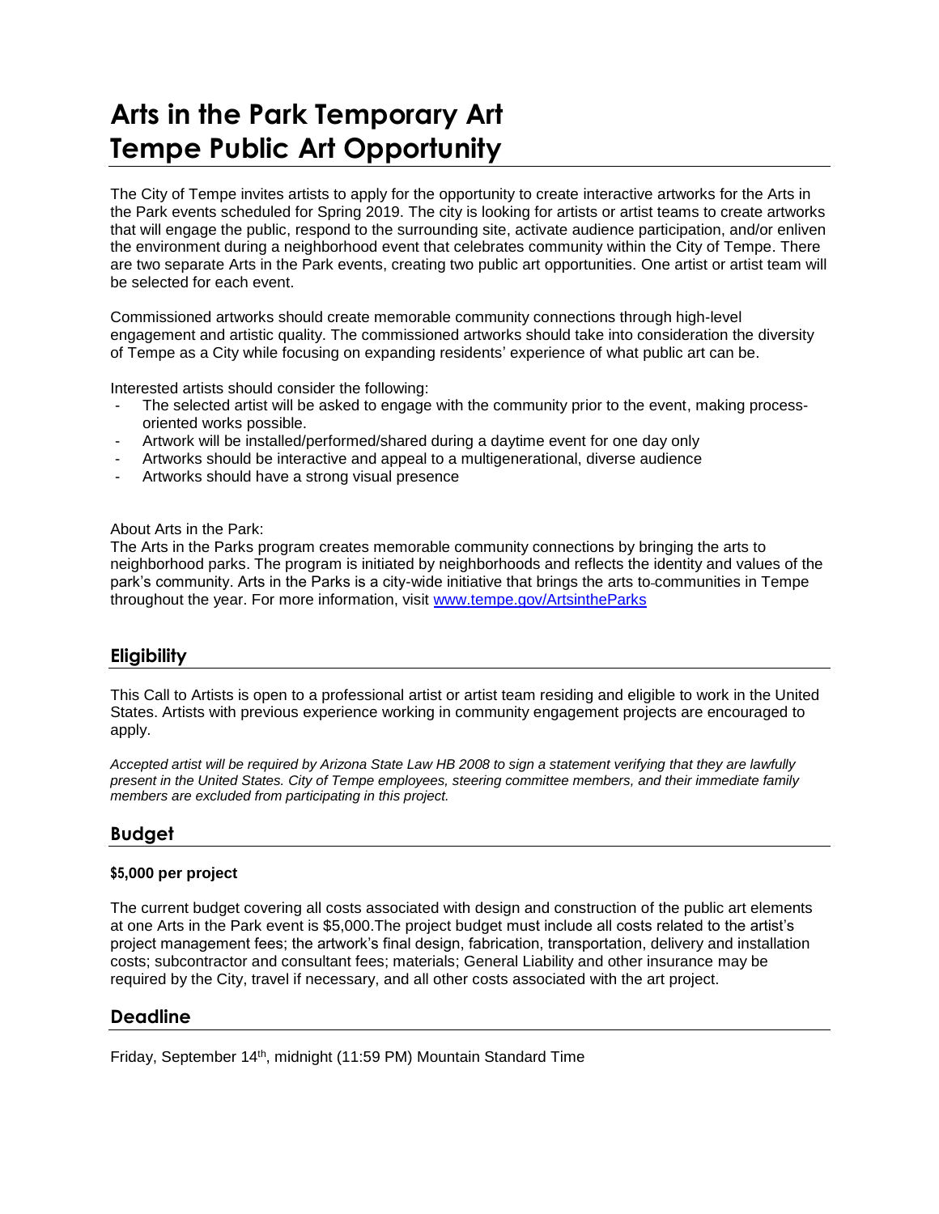# Arts in the Park Temporary Art
# Tempe Public Art Opportunity

The City of Tempe invites artists to apply for the opportunity to create interactive artworks for the Arts in the Park events scheduled for Spring 2019. The city is looking for artists or artist teams to create artworks that will engage the public, respond to the surrounding site, activate audience participation, and/or enliven the environment during a neighborhood event that celebrates community within the City of Tempe. There are two separate Arts in the Park events, creating two public art opportunities. One artist or artist team will be selected for each event.

Commissioned artworks should create memorable community connections through high-level engagement and artistic quality. The commissioned artworks should take into consideration the diversity of Tempe as a City while focusing on expanding residents' experience of what public art can be.

Interested artists should consider the following:

- The selected artist will be asked to engage with the community prior to the event, making process-oriented works possible.
- Artwork will be installed/performed/shared during a daytime event for one day only
- Artworks should be interactive and appeal to a multigenerational, diverse audience
- Artworks should have a strong visual presence

About Arts in the Park:
The Arts in the Parks program creates memorable community connections by bringing the arts to neighborhood parks. The program is initiated by neighborhoods and reflects the identity and values of the park's community. Arts in the Parks is a city-wide initiative that brings the arts to communities in Tempe throughout the year. For more information, visit [www.tempe.gov/ArtsintheParks](www.tempe.gov/ArtsintheParks)

## Eligibility

This Call to Artists is open to a professional artist or artist team residing and eligible to work in the United States. Artists with previous experience working in community engagement projects are encouraged to apply.

*Accepted artist will be required by Arizona State Law HB 2008 to sign a statement verifying that they are lawfully present in the United States. City of Tempe employees, steering committee members, and their immediate family members are excluded from participating in this project.*

## Budget

**$5,000 per project**

The current budget covering all costs associated with design and construction of the public art elements at one Arts in the Park event is $5,000.The project budget must include all costs related to the artist's project management fees; the artwork's final design, fabrication, transportation, delivery and installation costs; subcontractor and consultant fees; materials; General Liability and other insurance may be required by the City, travel if necessary, and all other costs associated with the art project.

## Deadline

Friday, September 14th, midnight (11:59 PM) Mountain Standard Time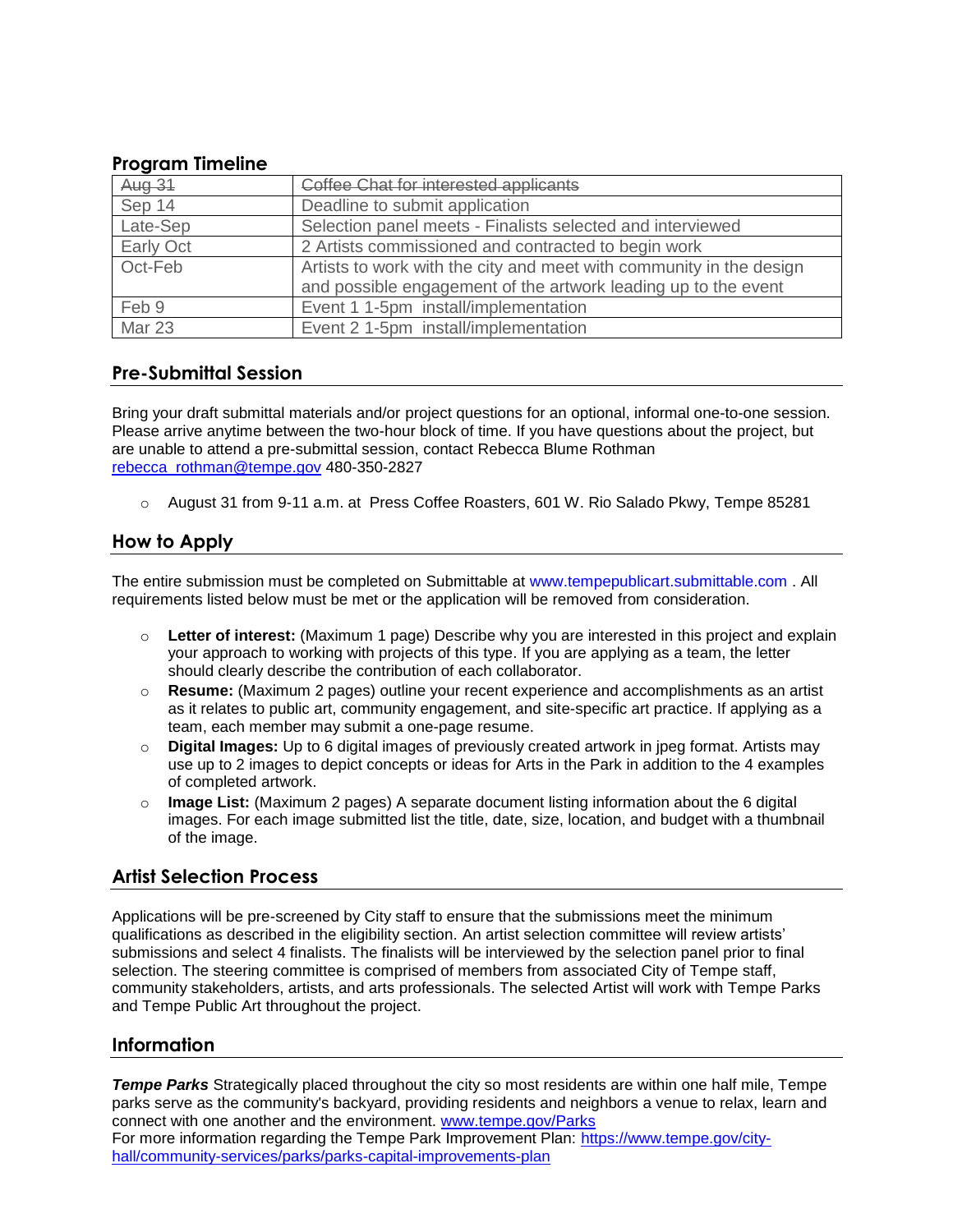## Program Timeline

| | |
|---|---|
| ~~Aug 31~~ | ~~Coffee Chat for interested applicants~~ |
| Sep 14 | Deadline to submit application |
| Late-Sep | Selection panel meets - Finalists selected and interviewed |
| Early Oct | 2 Artists commissioned and contracted to begin work |
| Oct-Feb | Artists to work with the city and meet with community in the design and possible engagement of the artwork leading up to the event |
| Feb 9 | Event 1 1-5pm install/implementation |
| Mar 23 | Event 2 1-5pm install/implementation |

## Pre-Submittal Session

Bring your draft submittal materials and/or project questions for an optional, informal one-to-one session. Please arrive anytime between the two-hour block of time. If you have questions about the project, but are unable to attend a pre-submittal session, contact Rebecca Blume Rothman rebecca_rothman@tempe.gov 480-350-2827

- August 31 from 9-11 a.m. at Press Coffee Roasters, 601 W. Rio Salado Pkwy, Tempe 85281

## How to Apply

The entire submission must be completed on Submittable at www.tempepublicart.submittable.com . All requirements listed below must be met or the application will be removed from consideration.

- **Letter of interest:** (Maximum 1 page) Describe why you are interested in this project and explain your approach to working with projects of this type. If you are applying as a team, the letter should clearly describe the contribution of each collaborator.
- **Resume:** (Maximum 2 pages) outline your recent experience and accomplishments as an artist as it relates to public art, community engagement, and site-specific art practice. If applying as a team, each member may submit a one-page resume.
- **Digital Images:** Up to 6 digital images of previously created artwork in jpeg format. Artists may use up to 2 images to depict concepts or ideas for Arts in the Park in addition to the 4 examples of completed artwork.
- **Image List:** (Maximum 2 pages) A separate document listing information about the 6 digital images. For each image submitted list the title, date, size, location, and budget with a thumbnail of the image.

## Artist Selection Process

Applications will be pre-screened by City staff to ensure that the submissions meet the minimum qualifications as described in the eligibility section. An artist selection committee will review artists' submissions and select 4 finalists. The finalists will be interviewed by the selection panel prior to final selection. The steering committee is comprised of members from associated City of Tempe staff, community stakeholders, artists, and arts professionals. The selected Artist will work with Tempe Parks and Tempe Public Art throughout the project.

## Information

***Tempe Parks*** Strategically placed throughout the city so most residents are within one half mile, Tempe parks serve as the community's backyard, providing residents and neighbors a venue to relax, learn and connect with one another and the environment. www.tempe.gov/Parks
For more information regarding the Tempe Park Improvement Plan: https://www.tempe.gov/city-hall/community-services/parks/parks-capital-improvements-plan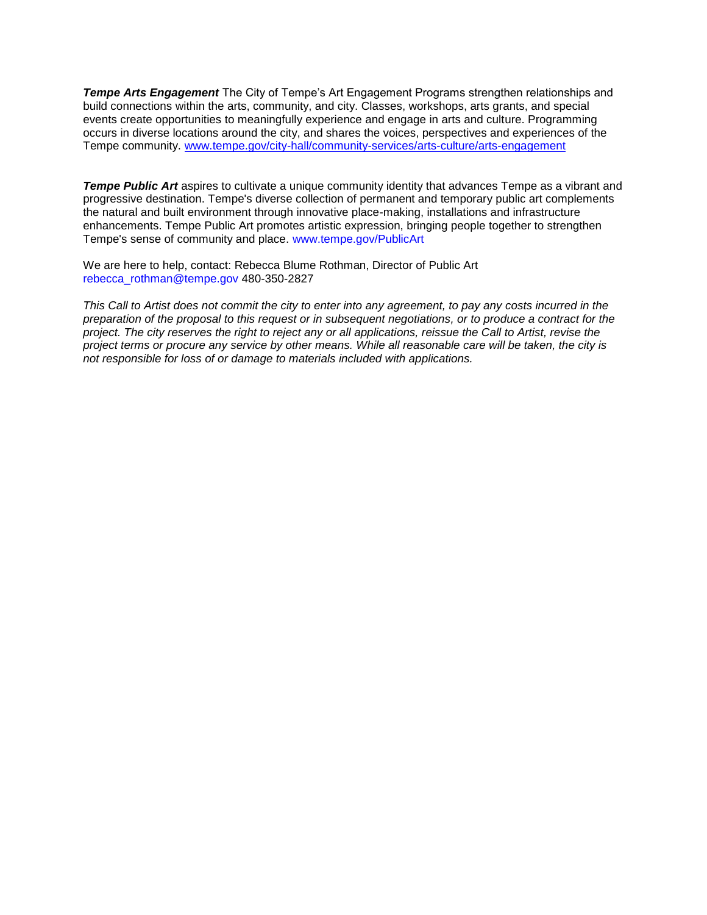***Tempe Arts Engagement*** The City of Tempe's Art Engagement Programs strengthen relationships and build connections within the arts, community, and city. Classes, workshops, arts grants, and special events create opportunities to meaningfully experience and engage in arts and culture. Programming occurs in diverse locations around the city, and shares the voices, perspectives and experiences of the Tempe community. www.tempe.gov/city-hall/community-services/arts-culture/arts-engagement

***Tempe Public Art*** aspires to cultivate a unique community identity that advances Tempe as a vibrant and progressive destination. Tempe's diverse collection of permanent and temporary public art complements the natural and built environment through innovative place-making, installations and infrastructure enhancements. Tempe Public Art promotes artistic expression, bringing people together to strengthen Tempe's sense of community and place. www.tempe.gov/PublicArt

We are here to help, contact: Rebecca Blume Rothman, Director of Public Art
rebecca_rothman@tempe.gov 480-350-2827

*This Call to Artist does not commit the city to enter into any agreement, to pay any costs incurred in the preparation of the proposal to this request or in subsequent negotiations, or to produce a contract for the project. The city reserves the right to reject any or all applications, reissue the Call to Artist, revise the project terms or procure any service by other means. While all reasonable care will be taken, the city is not responsible for loss of or damage to materials included with applications.*